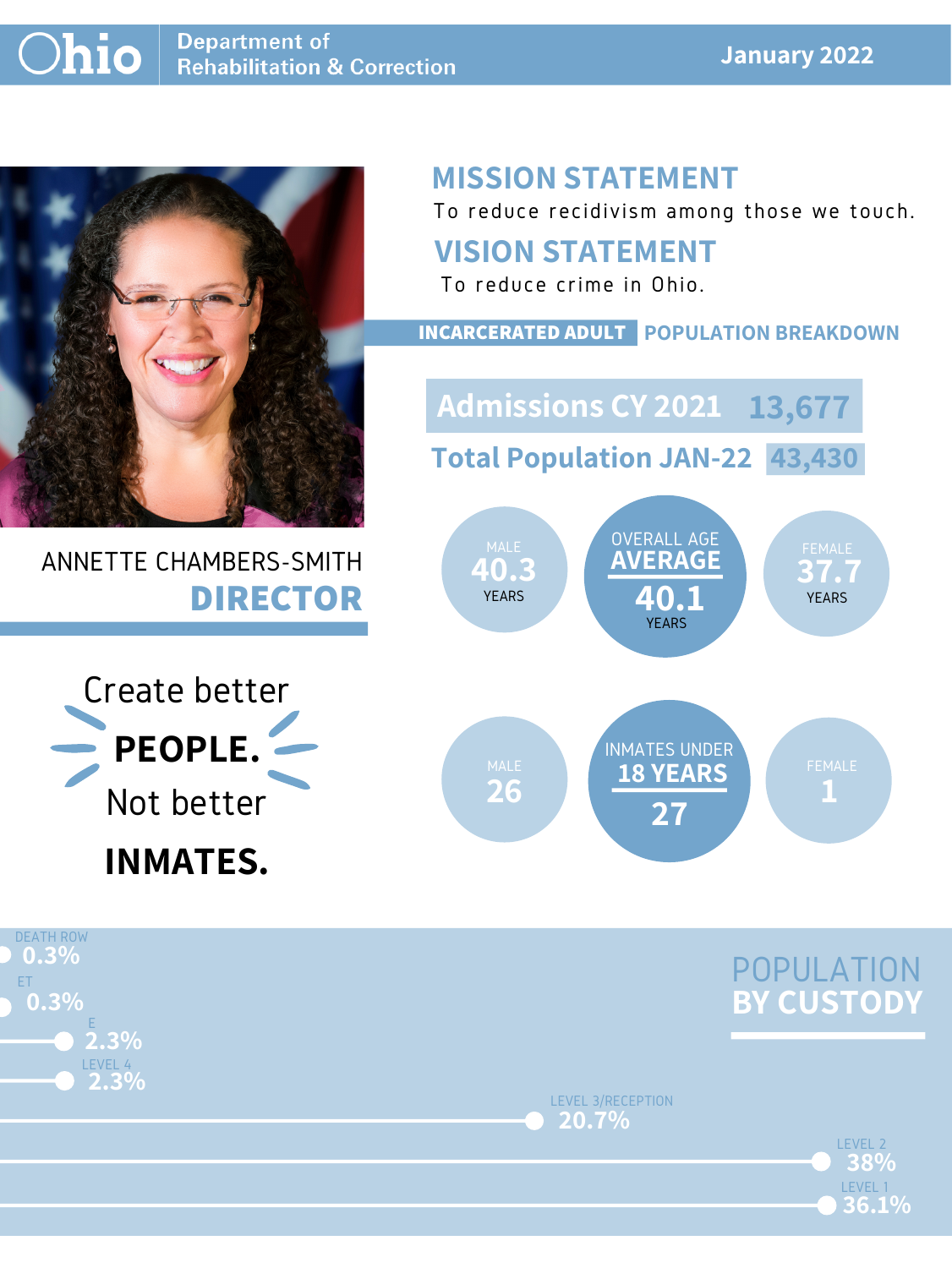# Ohio Department of Rehabilitation & Correction

**January 2022**

ANNETTE CHAMBERS-SMITH
**DIRECTOR**

Create better **PEOPLE.** Not better **INMATES.**

## MISSION STATEMENT

To reduce recidivism among those we touch.

## VISION STATEMENT

To reduce crime in Ohio.

## INCARCERATED ADULT POPULATION BREAKDOWN

**Admissions CY 2021** 13,677

**Total Population JAN-22** 43,430

| | Male | Overall | Female |
|---|---|---|---|
| Age Average | 40.3 years | 40.1 years | 37.7 years |
| Inmates Under 18 Years | 26 | 27 | 1 |

## POPULATION BY CUSTODY

| Custody | Percent |
|---|---|
| Death Row | 0.3% |
| ET | 0.3% |
| E | 2.3% |
| Level 4 | 2.3% |
| Level 3/Reception | 20.7% |
| Level 2 | 38% |
| Level 1 | 36.1% |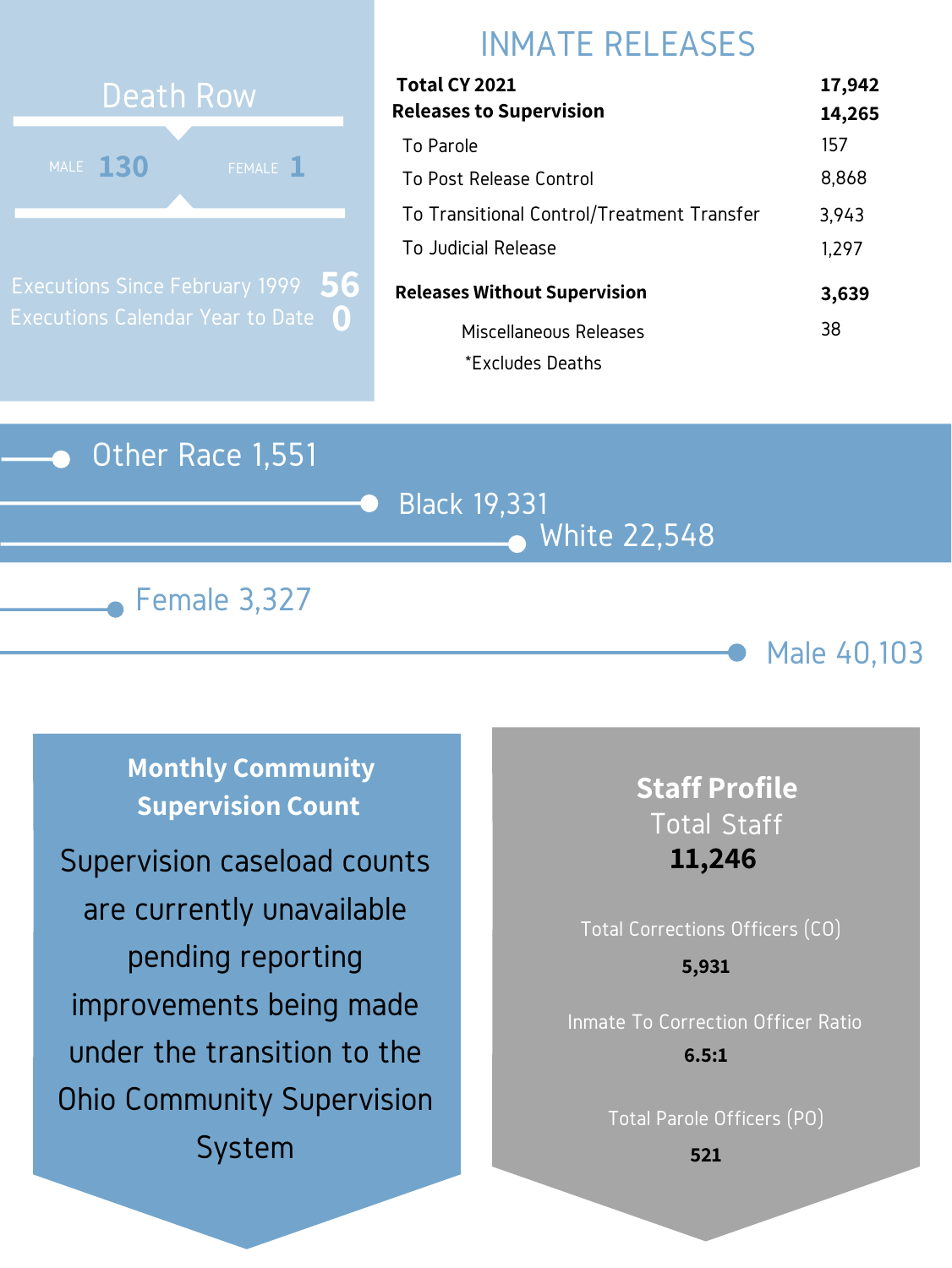## Death Row

MALE **130** FEMALE **1**

Executions Since February 1999 **56**

Executions Calendar Year to Date **0**

## INMATE RELEASES

| | |
|---|---|
| **Total CY 2021** | **17,942** |
| **Releases to Supervision** | **14,265** |
| To Parole | 157 |
| To Post Release Control | 8,868 |
| To Transitional Control/Treatment Transfer | 3,943 |
| To Judicial Release | 1,297 |
| **Releases Without Supervision** | **3,639** |
| Miscellaneous Releases | 38 |

*Excludes Deaths

Other Race 1,551

Black 19,331

White 22,548

Female 3,327

Male 40,103

### Monthly Community Supervision Count

Supervision caseload counts are currently unavailable pending reporting improvements being made under the transition to the Ohio Community Supervision System

### Staff Profile

Total Staff
**11,246**

Total Corrections Officers (CO)
**5,931**

Inmate To Correction Officer Ratio
**6.5:1**

Total Parole Officers (PO)
**521**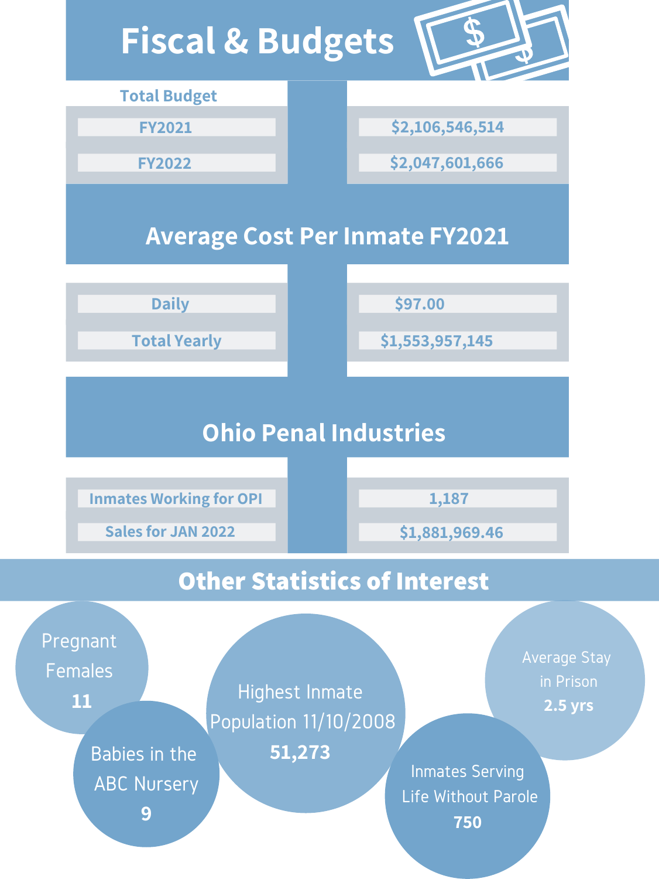# Fiscal & Budgets

## Total Budget

| | |
|---|---|
| FY2021 | $2,106,546,514 |
| FY2022 | $2,047,601,666 |

## Average Cost Per Inmate FY2021

| | |
|---|---|
| Daily | $97.00 |
| Total Yearly | $1,553,957,145 |

## Ohio Penal Industries

| | |
|---|---|
| Inmates Working for OPI | 1,187 |
| Sales for JAN 2022 | $1,881,969.46 |

## Other Statistics of Interest

Pregnant Females
**11**

Babies in the ABC Nursery
**9**

Highest Inmate Population 11/10/2008
**51,273**

Inmates Serving Life Without Parole
**750**

Average Stay in Prison
**2.5 yrs**